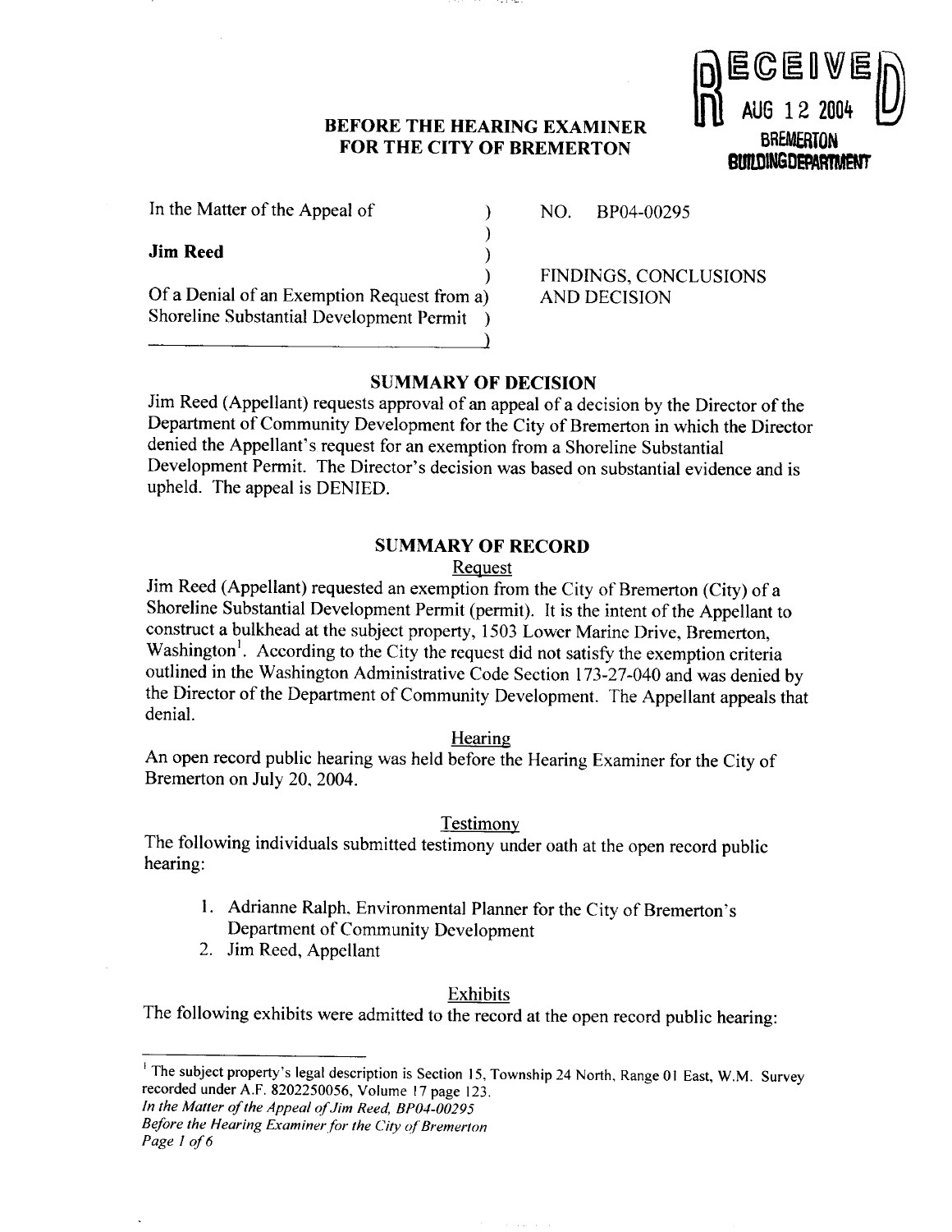RECEIVED
AUG 12 2004
BREMERTON
BUILDING DEPARTMENT

# BEFORE THE HEARING EXAMINER FOR THE CITY OF BREMERTON

| | |
|---|---|
| In the Matter of the Appeal of<br><br>**Jim Reed**<br><br>Of a Denial of an Exemption Request from a Shoreline Substantial Development Permit | NO. BP04-00295<br><br>FINDINGS, CONCLUSIONS AND DECISION |

## SUMMARY OF DECISION

Jim Reed (Appellant) requests approval of an appeal of a decision by the Director of the Department of Community Development for the City of Bremerton in which the Director denied the Appellant's request for an exemption from a Shoreline Substantial Development Permit. The Director's decision was based on substantial evidence and is upheld. The appeal is DENIED.

## SUMMARY OF RECORD

### Request

Jim Reed (Appellant) requested an exemption from the City of Bremerton (City) of a Shoreline Substantial Development Permit (permit). It is the intent of the Appellant to construct a bulkhead at the subject property, 1503 Lower Marine Drive, Bremerton, Washington[1]. According to the City the request did not satisfy the exemption criteria outlined in the Washington Administrative Code Section 173-27-040 and was denied by the Director of the Department of Community Development. The Appellant appeals that denial.

### Hearing

An open record public hearing was held before the Hearing Examiner for the City of Bremerton on July 20, 2004.

### Testimony

The following individuals submitted testimony under oath at the open record public hearing:

1. Adrianne Ralph, Environmental Planner for the City of Bremerton's Department of Community Development
2. Jim Reed, Appellant

### Exhibits

The following exhibits were admitted to the record at the open record public hearing:

[1] The subject property's legal description is Section 15, Township 24 North, Range 01 East, W.M. Survey recorded under A.F. 8202250056, Volume 17 page 123.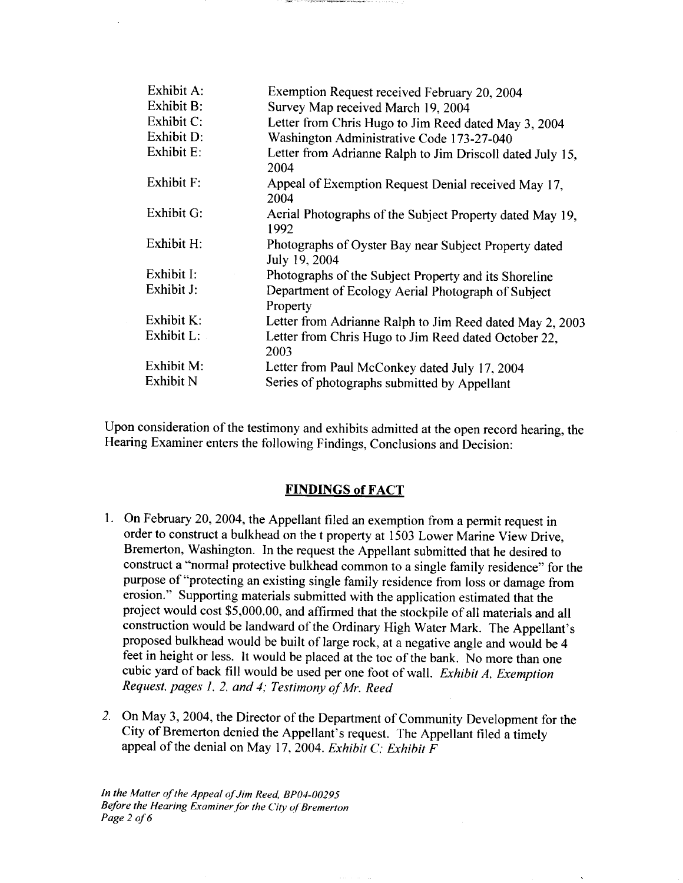| | |
|---|---|
| Exhibit A: | Exemption Request received February 20, 2004 |
| Exhibit B: | Survey Map received March 19, 2004 |
| Exhibit C: | Letter from Chris Hugo to Jim Reed dated May 3, 2004 |
| Exhibit D: | Washington Administrative Code 173-27-040 |
| Exhibit E: | Letter from Adrianne Ralph to Jim Driscoll dated July 15, 2004 |
| Exhibit F: | Appeal of Exemption Request Denial received May 17, 2004 |
| Exhibit G: | Aerial Photographs of the Subject Property dated May 19, 1992 |
| Exhibit H: | Photographs of Oyster Bay near Subject Property dated July 19, 2004 |
| Exhibit I: | Photographs of the Subject Property and its Shoreline |
| Exhibit J: | Department of Ecology Aerial Photograph of Subject Property |
| Exhibit K: | Letter from Adrianne Ralph to Jim Reed dated May 2, 2003 |
| Exhibit L: | Letter from Chris Hugo to Jim Reed dated October 22, 2003 |
| Exhibit M: | Letter from Paul McConkey dated July 17, 2004 |
| Exhibit N | Series of photographs submitted by Appellant |

Upon consideration of the testimony and exhibits admitted at the open record hearing, the Hearing Examiner enters the following Findings, Conclusions and Decision:

## FINDINGS of FACT

1. On February 20, 2004, the Appellant filed an exemption from a permit request in order to construct a bulkhead on the t property at 1503 Lower Marine View Drive, Bremerton, Washington. In the request the Appellant submitted that he desired to construct a "normal protective bulkhead common to a single family residence" for the purpose of "protecting an existing single family residence from loss or damage from erosion." Supporting materials submitted with the application estimated that the project would cost $5,000.00, and affirmed that the stockpile of all materials and all construction would be landward of the Ordinary High Water Mark. The Appellant's proposed bulkhead would be built of large rock, at a negative angle and would be 4 feet in height or less. It would be placed at the toe of the bank. No more than one cubic yard of back fill would be used per one foot of wall. *Exhibit A, Exemption Request, pages 1, 2, and 4; Testimony of Mr. Reed*

2. On May 3, 2004, the Director of the Department of Community Development for the City of Bremerton denied the Appellant's request. The Appellant filed a timely appeal of the denial on May 17, 2004. *Exhibit C; Exhibit F*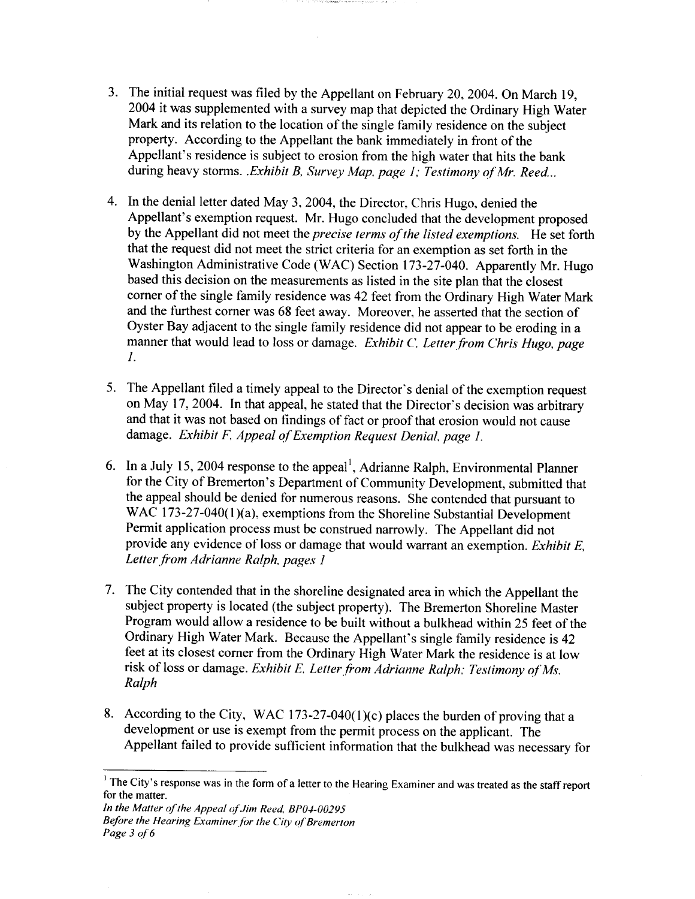3. The initial request was filed by the Appellant on February 20, 2004. On March 19, 2004 it was supplemented with a survey map that depicted the Ordinary High Water Mark and its relation to the location of the single family residence on the subject property. According to the Appellant the bank immediately in front of the Appellant's residence is subject to erosion from the high water that hits the bank during heavy storms. *.Exhibit B, Survey Map, page 1; Testimony of Mr. Reed...*

4. In the denial letter dated May 3, 2004, the Director, Chris Hugo, denied the Appellant's exemption request. Mr. Hugo concluded that the development proposed by the Appellant did not meet the *precise terms of the listed exemptions.* He set forth that the request did not meet the strict criteria for an exemption as set forth in the Washington Administrative Code (WAC) Section 173-27-040. Apparently Mr. Hugo based this decision on the measurements as listed in the site plan that the closest corner of the single family residence was 42 feet from the Ordinary High Water Mark and the furthest corner was 68 feet away. Moreover, he asserted that the section of Oyster Bay adjacent to the single family residence did not appear to be eroding in a manner that would lead to loss or damage. *Exhibit C, Letter from Chris Hugo, page 1.*

5. The Appellant filed a timely appeal to the Director's denial of the exemption request on May 17, 2004. In that appeal, he stated that the Director's decision was arbitrary and that it was not based on findings of fact or proof that erosion would not cause damage. *Exhibit F, Appeal of Exemption Request Denial, page 1.*

6. In a July 15, 2004 response to the appeal[1], Adrianne Ralph, Environmental Planner for the City of Bremerton's Department of Community Development, submitted that the appeal should be denied for numerous reasons. She contended that pursuant to WAC 173-27-040(1)(a), exemptions from the Shoreline Substantial Development Permit application process must be construed narrowly. The Appellant did not provide any evidence of loss or damage that would warrant an exemption. *Exhibit E, Letter from Adrianne Ralph, pages 1*

7. The City contended that in the shoreline designated area in which the Appellant the subject property is located (the subject property). The Bremerton Shoreline Master Program would allow a residence to be built without a bulkhead within 25 feet of the Ordinary High Water Mark. Because the Appellant's single family residence is 42 feet at its closest corner from the Ordinary High Water Mark the residence is at low risk of loss or damage. *Exhibit E, Letter from Adrianne Ralph; Testimony of Ms. Ralph*

8. According to the City, WAC 173-27-040(1)(c) places the burden of proving that a development or use is exempt from the permit process on the applicant. The Appellant failed to provide sufficient information that the bulkhead was necessary for

---

[1] The City's response was in the form of a letter to the Hearing Examiner and was treated as the staff report for the matter.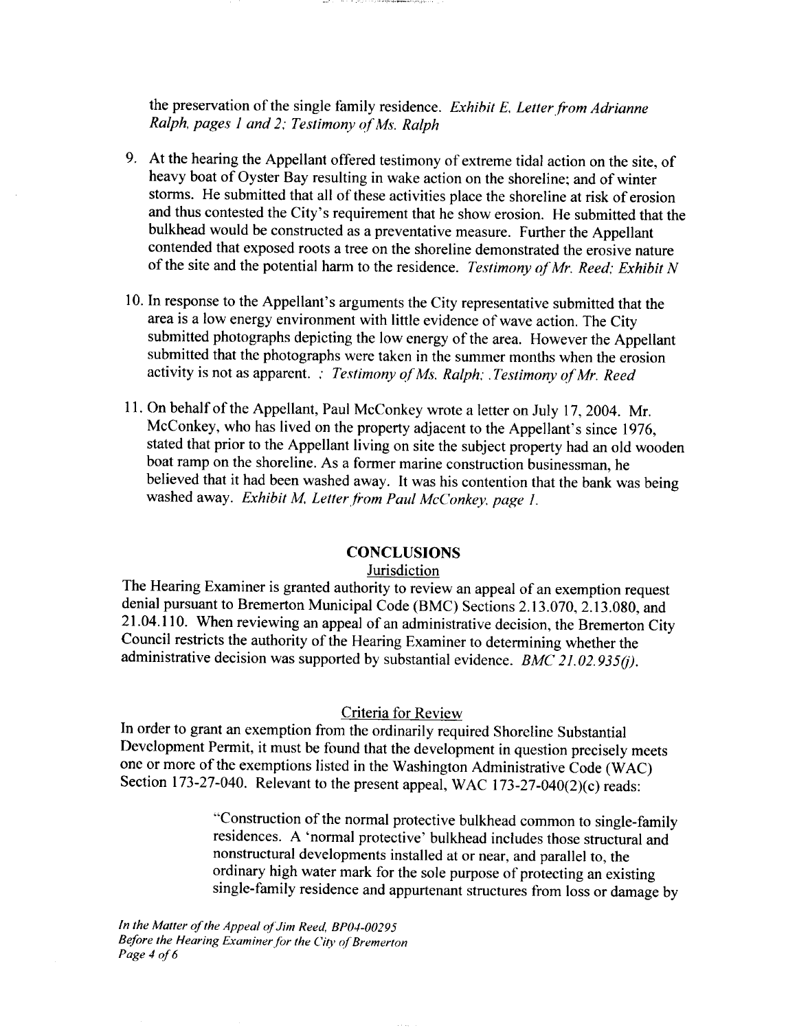the preservation of the single family residence. *Exhibit E, Letter from Adrianne Ralph, pages 1 and 2; Testimony of Ms. Ralph*

9. At the hearing the Appellant offered testimony of extreme tidal action on the site, of heavy boat of Oyster Bay resulting in wake action on the shoreline; and of winter storms. He submitted that all of these activities place the shoreline at risk of erosion and thus contested the City's requirement that he show erosion. He submitted that the bulkhead would be constructed as a preventative measure. Further the Appellant contended that exposed roots a tree on the shoreline demonstrated the erosive nature of the site and the potential harm to the residence. *Testimony of Mr. Reed; Exhibit N*

10. In response to the Appellant's arguments the City representative submitted that the area is a low energy environment with little evidence of wave action. The City submitted photographs depicting the low energy of the area. However the Appellant submitted that the photographs were taken in the summer months when the erosion activity is not as apparent. *; Testimony of Ms. Ralph; .Testimony of Mr. Reed*

11. On behalf of the Appellant, Paul McConkey wrote a letter on July 17, 2004. Mr. McConkey, who has lived on the property adjacent to the Appellant's since 1976, stated that prior to the Appellant living on site the subject property had an old wooden boat ramp on the shoreline. As a former marine construction businessman, he believed that it had been washed away. It was his contention that the bank was being washed away. *Exhibit M, Letter from Paul McConkey, page 1.*

## CONCLUSIONS

### Jurisdiction

The Hearing Examiner is granted authority to review an appeal of an exemption request denial pursuant to Bremerton Municipal Code (BMC) Sections 2.13.070, 2.13.080, and 21.04.110. When reviewing an appeal of an administrative decision, the Bremerton City Council restricts the authority of the Hearing Examiner to determining whether the administrative decision was supported by substantial evidence. *BMC 21.02.935(j).*

### Criteria for Review

In order to grant an exemption from the ordinarily required Shoreline Substantial Development Permit, it must be found that the development in question precisely meets one or more of the exemptions listed in the Washington Administrative Code (WAC) Section 173-27-040. Relevant to the present appeal, WAC 173-27-040(2)(c) reads:

> "Construction of the normal protective bulkhead common to single-family residences. A 'normal protective' bulkhead includes those structural and nonstructural developments installed at or near, and parallel to, the ordinary high water mark for the sole purpose of protecting an existing single-family residence and appurtenant structures from loss or damage by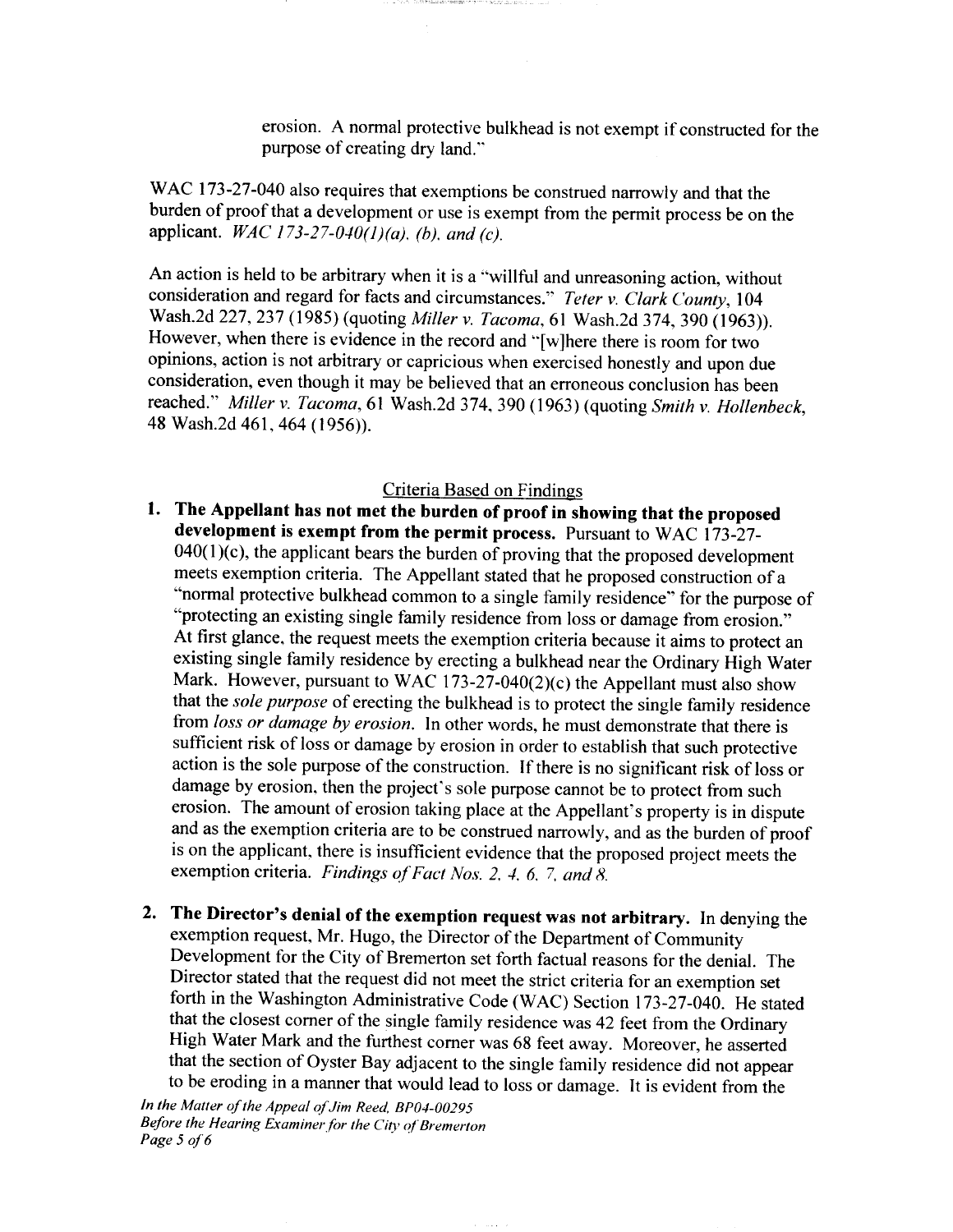erosion. A normal protective bulkhead is not exempt if constructed for the purpose of creating dry land."

WAC 173-27-040 also requires that exemptions be construed narrowly and that the burden of proof that a development or use is exempt from the permit process be on the applicant. *WAC 173-27-040(1)(a), (b), and (c).*

An action is held to be arbitrary when it is a "willful and unreasoning action, without consideration and regard for facts and circumstances." *Teter v. Clark County*, 104 Wash.2d 227, 237 (1985) (quoting *Miller v. Tacoma*, 61 Wash.2d 374, 390 (1963)). However, when there is evidence in the record and "[w]here there is room for two opinions, action is not arbitrary or capricious when exercised honestly and upon due consideration, even though it may be believed that an erroneous conclusion has been reached." *Miller v. Tacoma*, 61 Wash.2d 374, 390 (1963) (quoting *Smith v. Hollenbeck*, 48 Wash.2d 461, 464 (1956)).

## Criteria Based on Findings

1. **The Appellant has not met the burden of proof in showing that the proposed development is exempt from the permit process.** Pursuant to WAC 173-27-040(1)(c), the applicant bears the burden of proving that the proposed development meets exemption criteria. The Appellant stated that he proposed construction of a "normal protective bulkhead common to a single family residence" for the purpose of "protecting an existing single family residence from loss or damage from erosion." At first glance, the request meets the exemption criteria because it aims to protect an existing single family residence by erecting a bulkhead near the Ordinary High Water Mark. However, pursuant to WAC 173-27-040(2)(c) the Appellant must also show that the *sole purpose* of erecting the bulkhead is to protect the single family residence from *loss or damage by erosion*. In other words, he must demonstrate that there is sufficient risk of loss or damage by erosion in order to establish that such protective action is the sole purpose of the construction. If there is no significant risk of loss or damage by erosion, then the project's sole purpose cannot be to protect from such erosion. The amount of erosion taking place at the Appellant's property is in dispute and as the exemption criteria are to be construed narrowly, and as the burden of proof is on the applicant, there is insufficient evidence that the proposed project meets the exemption criteria. *Findings of Fact Nos. 2, 4, 6, 7, and 8.*

2. **The Director's denial of the exemption request was not arbitrary.** In denying the exemption request, Mr. Hugo, the Director of the Department of Community Development for the City of Bremerton set forth factual reasons for the denial. The Director stated that the request did not meet the strict criteria for an exemption set forth in the Washington Administrative Code (WAC) Section 173-27-040. He stated that the closest corner of the single family residence was 42 feet from the Ordinary High Water Mark and the furthest corner was 68 feet away. Moreover, he asserted that the section of Oyster Bay adjacent to the single family residence did not appear to be eroding in a manner that would lead to loss or damage. It is evident from the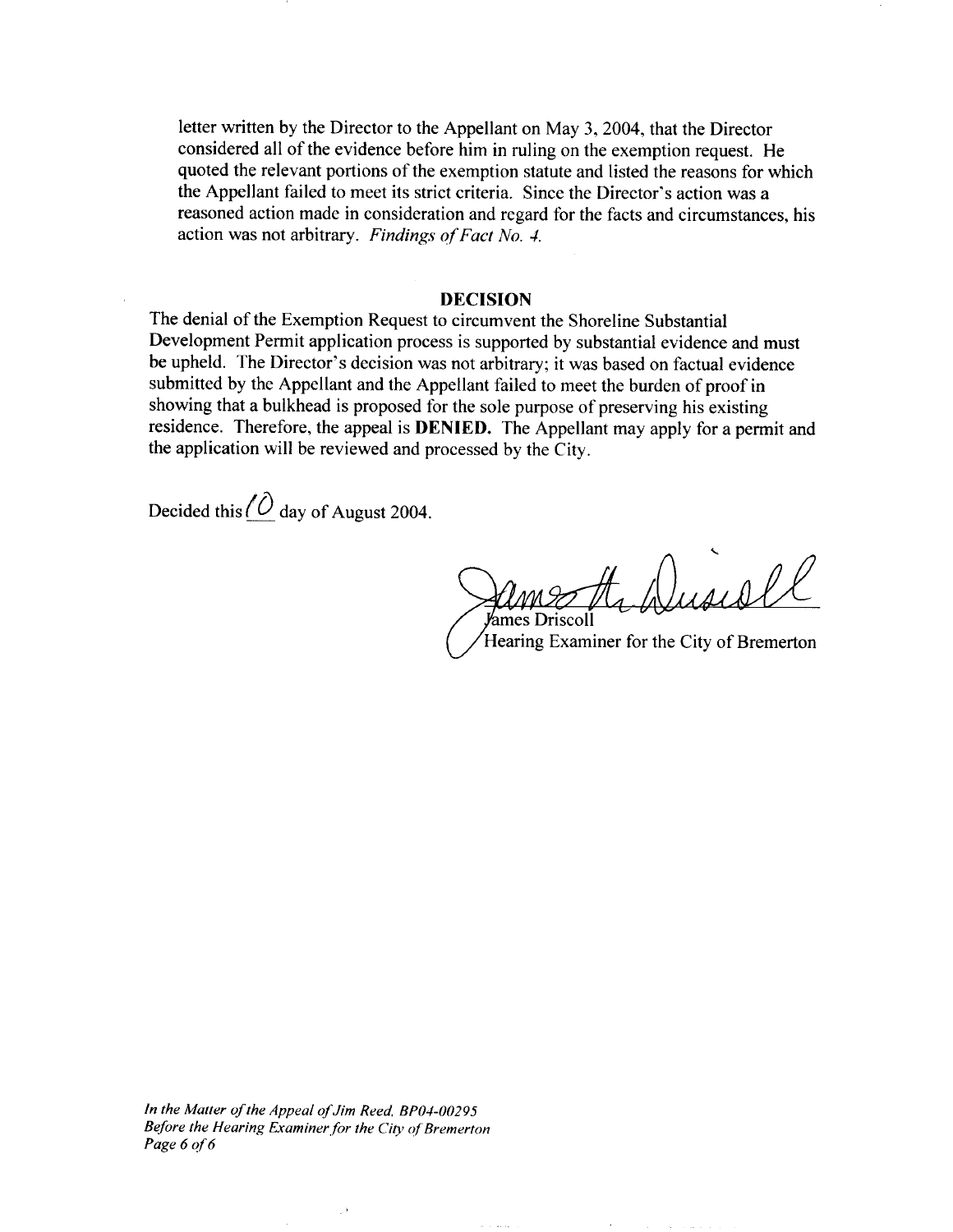letter written by the Director to the Appellant on May 3, 2004, that the Director considered all of the evidence before him in ruling on the exemption request. He quoted the relevant portions of the exemption statute and listed the reasons for which the Appellant failed to meet its strict criteria. Since the Director's action was a reasoned action made in consideration and regard for the facts and circumstances, his action was not arbitrary. *Findings of Fact No. 4.*

## DECISION

The denial of the Exemption Request to circumvent the Shoreline Substantial Development Permit application process is supported by substantial evidence and must be upheld. The Director's decision was not arbitrary; it was based on factual evidence submitted by the Appellant and the Appellant failed to meet the burden of proof in showing that a bulkhead is proposed for the sole purpose of preserving his existing residence. Therefore, the appeal is **DENIED.** The Appellant may apply for a permit and the application will be reviewed and processed by the City.

Decided this 10 day of August 2004.

James Driscoll
Hearing Examiner for the City of Bremerton

*In the Matter of the Appeal of Jim Reed, BP04-00295*
*Before the Hearing Examiner for the City of Bremerton*